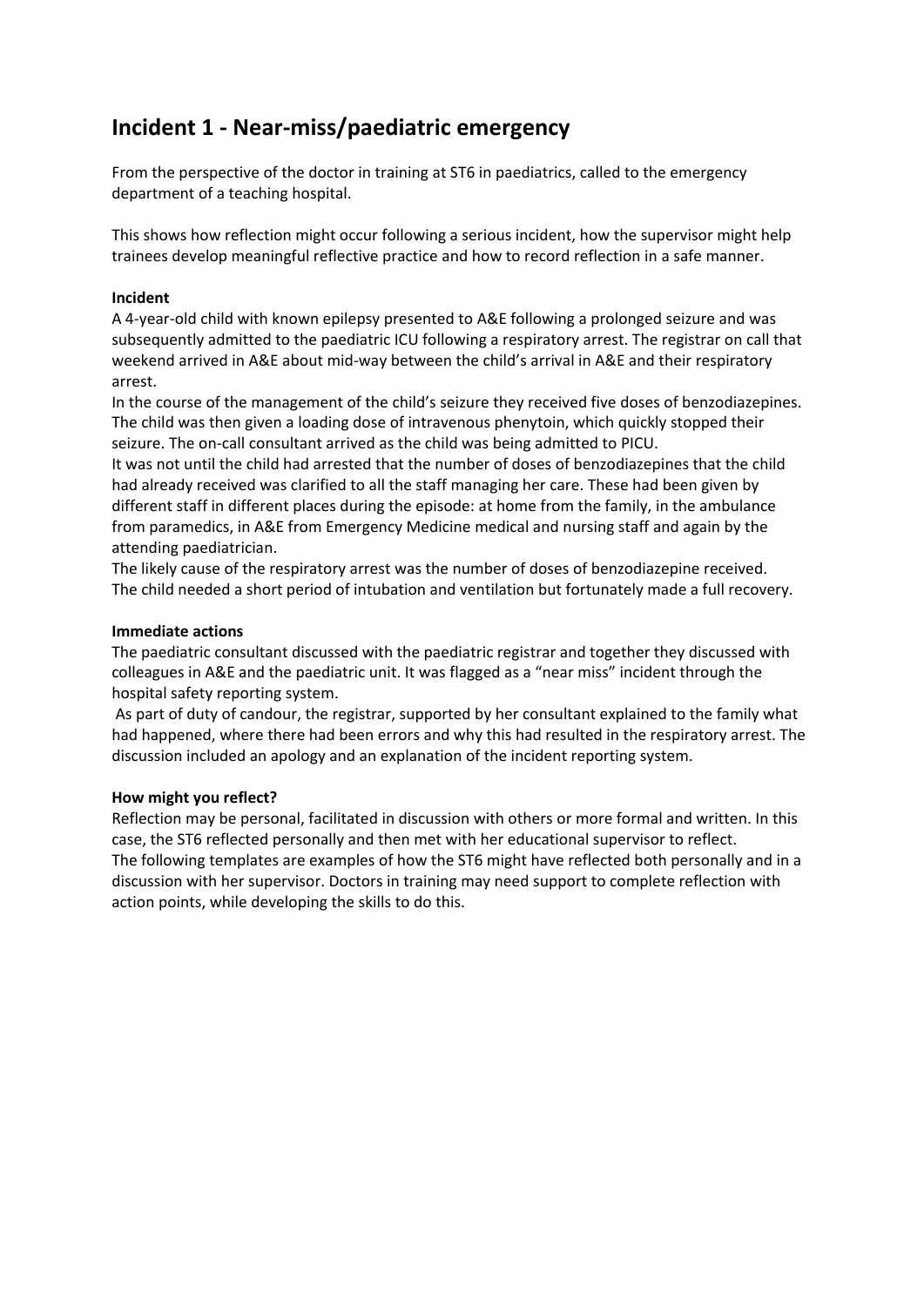# Incident 1 - Near-miss/paediatric emergency

From the perspective of the doctor in training at ST6 in paediatrics, called to the emergency department of a teaching hospital.

This shows how reflection might occur following a serious incident, how the supervisor might help trainees develop meaningful reflective practice and how to record reflection in a safe manner.

**Incident**

A 4-year-old child with known epilepsy presented to A&E following a prolonged seizure and was subsequently admitted to the paediatric ICU following a respiratory arrest. The registrar on call that weekend arrived in A&E about mid-way between the child's arrival in A&E and their respiratory arrest.

In the course of the management of the child's seizure they received five doses of benzodiazepines. The child was then given a loading dose of intravenous phenytoin, which quickly stopped their seizure. The on-call consultant arrived as the child was being admitted to PICU.

It was not until the child had arrested that the number of doses of benzodiazepines that the child had already received was clarified to all the staff managing her care. These had been given by different staff in different places during the episode: at home from the family, in the ambulance from paramedics, in A&E from Emergency Medicine medical and nursing staff and again by the attending paediatrician.

The likely cause of the respiratory arrest was the number of doses of benzodiazepine received. The child needed a short period of intubation and ventilation but fortunately made a full recovery.

**Immediate actions**

The paediatric consultant discussed with the paediatric registrar and together they discussed with colleagues in A&E and the paediatric unit. It was flagged as a "near miss" incident through the hospital safety reporting system.

As part of duty of candour, the registrar, supported by her consultant explained to the family what had happened, where there had been errors and why this had resulted in the respiratory arrest. The discussion included an apology and an explanation of the incident reporting system.

**How might you reflect?**

Reflection may be personal, facilitated in discussion with others or more formal and written. In this case, the ST6 reflected personally and then met with her educational supervisor to reflect.

The following templates are examples of how the ST6 might have reflected both personally and in a discussion with her supervisor. Doctors in training may need support to complete reflection with action points, while developing the skills to do this.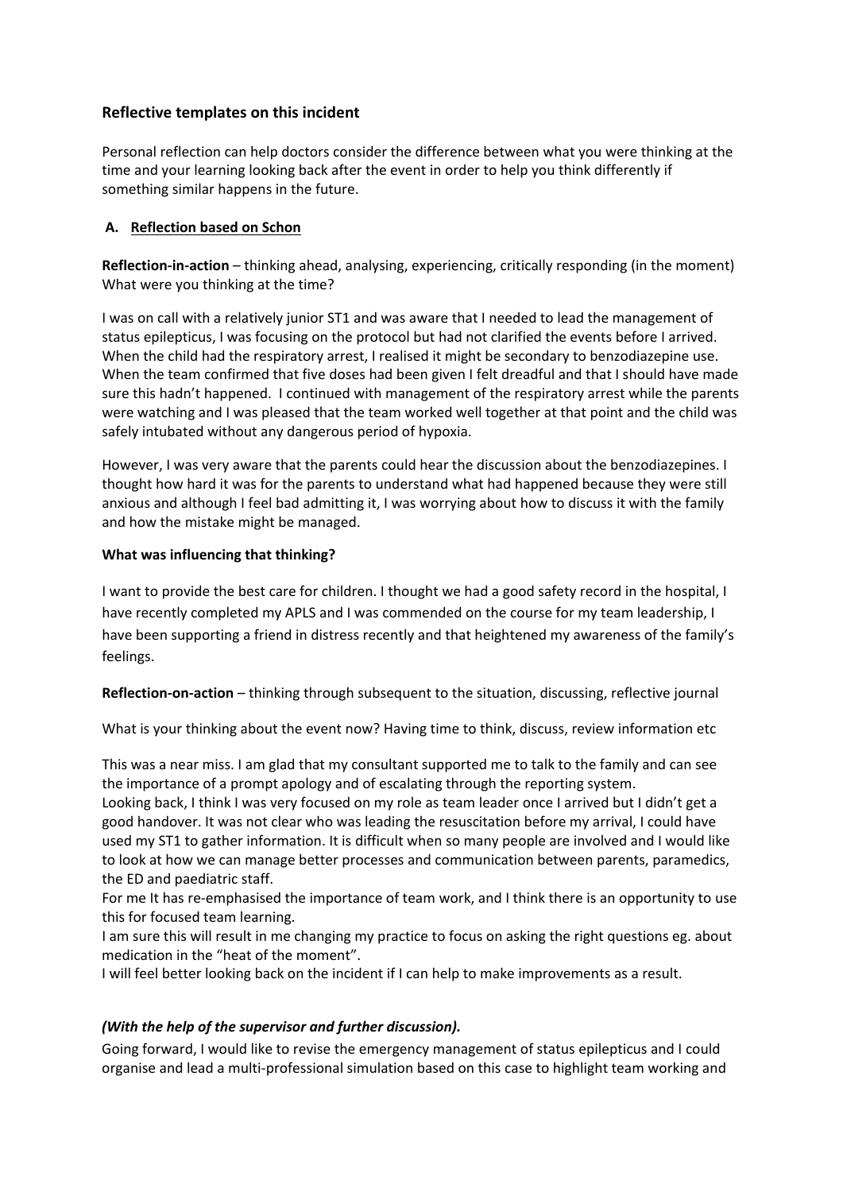## Reflective templates on this incident

Personal reflection can help doctors consider the difference between what you were thinking at the time and your learning looking back after the event in order to help you think differently if something similar happens in the future.

### A. Reflection based on Schon

**Reflection-in-action** – thinking ahead, analysing, experiencing, critically responding (in the moment) What were you thinking at the time?

I was on call with a relatively junior ST1 and was aware that I needed to lead the management of status epilepticus, I was focusing on the protocol but had not clarified the events before I arrived. When the child had the respiratory arrest, I realised it might be secondary to benzodiazepine use. When the team confirmed that five doses had been given I felt dreadful and that I should have made sure this hadn't happened. I continued with management of the respiratory arrest while the parents were watching and I was pleased that the team worked well together at that point and the child was safely intubated without any dangerous period of hypoxia.

However, I was very aware that the parents could hear the discussion about the benzodiazepines. I thought how hard it was for the parents to understand what had happened because they were still anxious and although I feel bad admitting it, I was worrying about how to discuss it with the family and how the mistake might be managed.

**What was influencing that thinking?**

I want to provide the best care for children. I thought we had a good safety record in the hospital, I have recently completed my APLS and I was commended on the course for my team leadership, I have been supporting a friend in distress recently and that heightened my awareness of the family's feelings.

**Reflection-on-action** – thinking through subsequent to the situation, discussing, reflective journal

What is your thinking about the event now? Having time to think, discuss, review information etc

This was a near miss. I am glad that my consultant supported me to talk to the family and can see the importance of a prompt apology and of escalating through the reporting system.

Looking back, I think I was very focused on my role as team leader once I arrived but I didn't get a good handover. It was not clear who was leading the resuscitation before my arrival, I could have used my ST1 to gather information. It is difficult when so many people are involved and I would like to look at how we can manage better processes and communication between parents, paramedics, the ED and paediatric staff.

For me It has re-emphasised the importance of team work, and I think there is an opportunity to use this for focused team learning.

I am sure this will result in me changing my practice to focus on asking the right questions eg. about medication in the "heat of the moment".

I will feel better looking back on the incident if I can help to make improvements as a result.

***(With the help of the supervisor and further discussion).***

Going forward, I would like to revise the emergency management of status epilepticus and I could organise and lead a multi-professional simulation based on this case to highlight team working and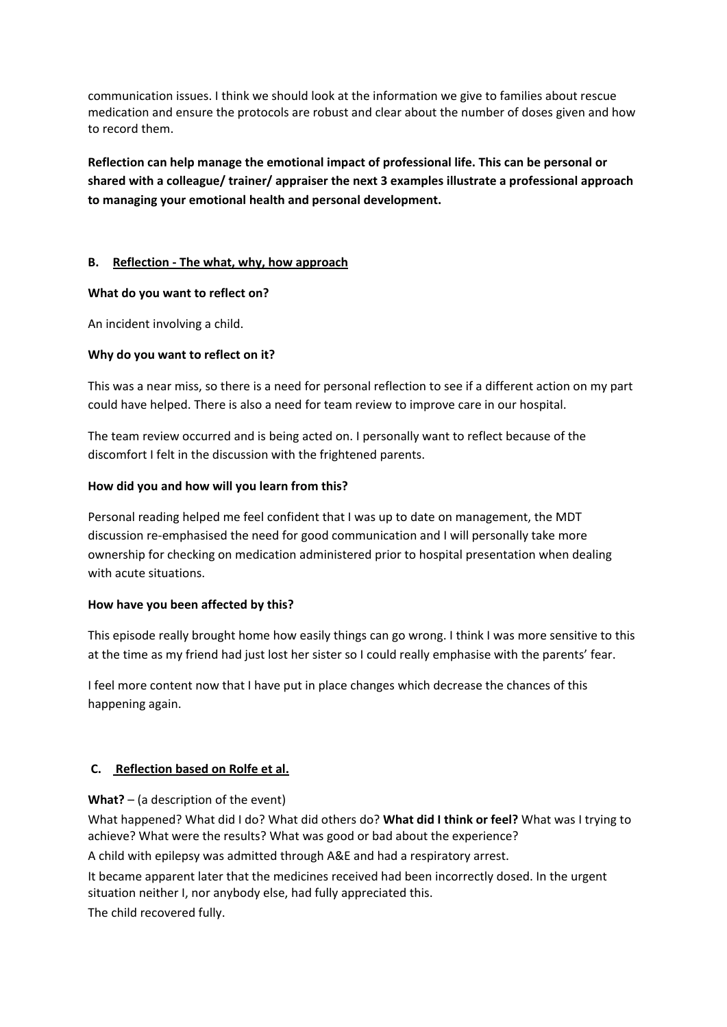communication issues. I think we should look at the information we give to families about rescue medication and ensure the protocols are robust and clear about the number of doses given and how to record them.

**Reflection can help manage the emotional impact of professional life. This can be personal or shared with a colleague/ trainer/ appraiser the next 3 examples illustrate a professional approach to managing your emotional health and personal development.**

## B. Reflection - The what, why, how approach

**What do you want to reflect on?**

An incident involving a child.

**Why do you want to reflect on it?**

This was a near miss, so there is a need for personal reflection to see if a different action on my part could have helped. There is also a need for team review to improve care in our hospital.

The team review occurred and is being acted on. I personally want to reflect because of the discomfort I felt in the discussion with the frightened parents.

**How did you and how will you learn from this?**

Personal reading helped me feel confident that I was up to date on management, the MDT discussion re-emphasised the need for good communication and I will personally take more ownership for checking on medication administered prior to hospital presentation when dealing with acute situations.

**How have you been affected by this?**

This episode really brought home how easily things can go wrong. I think I was more sensitive to this at the time as my friend had just lost her sister so I could really emphasise with the parents' fear.

I feel more content now that I have put in place changes which decrease the chances of this happening again.

## C. Reflection based on Rolfe et al.

**What?** – (a description of the event)

What happened? What did I do? What did others do? **What did I think or feel?** What was I trying to achieve? What were the results? What was good or bad about the experience?

A child with epilepsy was admitted through A&E and had a respiratory arrest.

It became apparent later that the medicines received had been incorrectly dosed. In the urgent situation neither I, nor anybody else, had fully appreciated this.

The child recovered fully.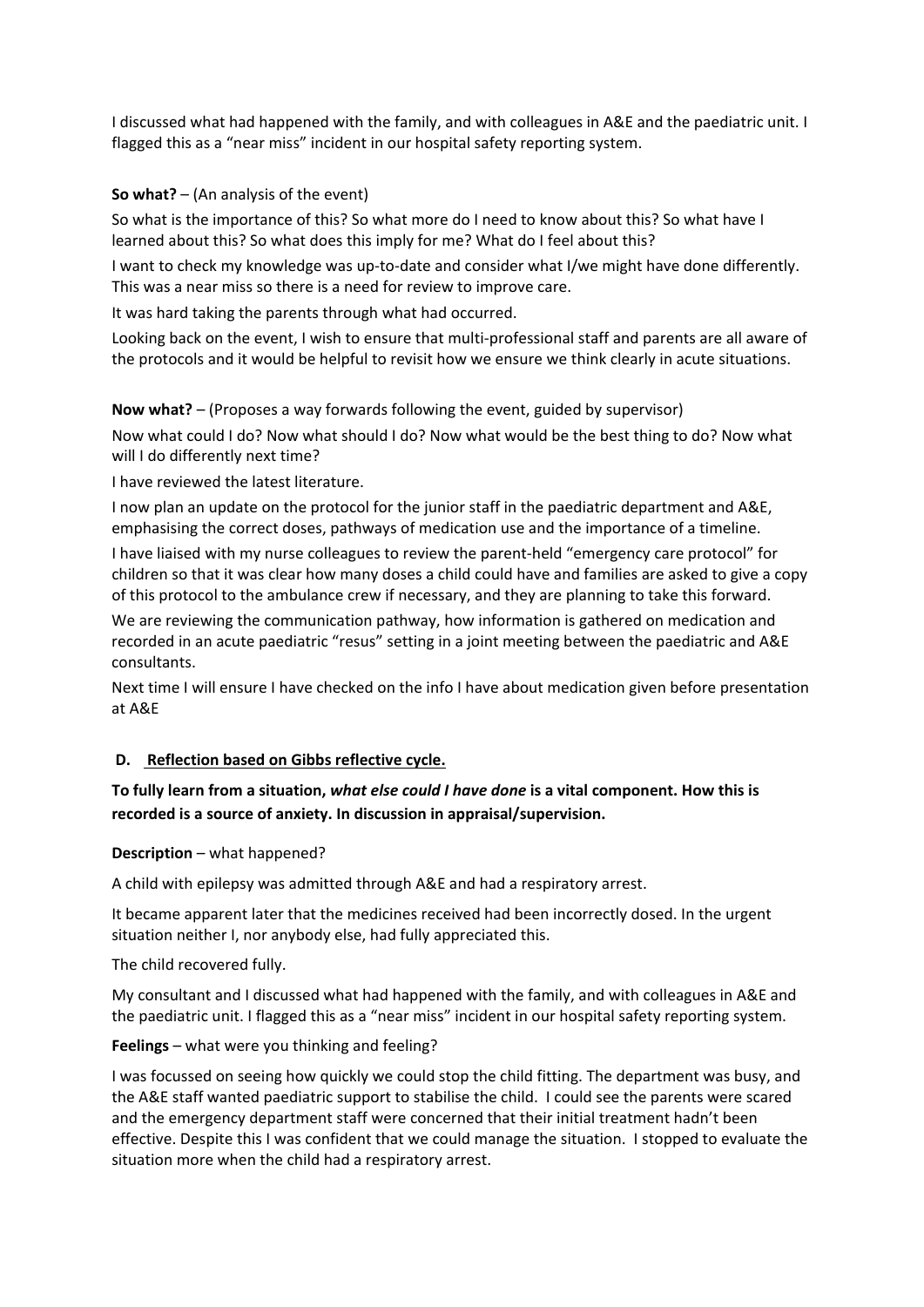I discussed what had happened with the family, and with colleagues in A&E and the paediatric unit. I flagged this as a "near miss" incident in our hospital safety reporting system.

**So what?** – (An analysis of the event)

So what is the importance of this? So what more do I need to know about this? So what have I learned about this? So what does this imply for me? What do I feel about this?

I want to check my knowledge was up-to-date and consider what I/we might have done differently. This was a near miss so there is a need for review to improve care.

It was hard taking the parents through what had occurred.

Looking back on the event, I wish to ensure that multi-professional staff and parents are all aware of the protocols and it would be helpful to revisit how we ensure we think clearly in acute situations.

**Now what?** – (Proposes a way forwards following the event, guided by supervisor)

Now what could I do? Now what should I do? Now what would be the best thing to do? Now what will I do differently next time?

I have reviewed the latest literature.

I now plan an update on the protocol for the junior staff in the paediatric department and A&E, emphasising the correct doses, pathways of medication use and the importance of a timeline.

I have liaised with my nurse colleagues to review the parent-held "emergency care protocol" for children so that it was clear how many doses a child could have and families are asked to give a copy of this protocol to the ambulance crew if necessary, and they are planning to take this forward.

We are reviewing the communication pathway, how information is gathered on medication and recorded in an acute paediatric "resus" setting in a joint meeting between the paediatric and A&E consultants.

Next time I will ensure I have checked on the info I have about medication given before presentation at A&E

## D. <u>Reflection based on Gibbs reflective cycle.</u>

**To fully learn from a situation, *what else could I have done* is a vital component. How this is recorded is a source of anxiety. In discussion in appraisal/supervision.**

**Description** – what happened?

A child with epilepsy was admitted through A&E and had a respiratory arrest.

It became apparent later that the medicines received had been incorrectly dosed. In the urgent situation neither I, nor anybody else, had fully appreciated this.

The child recovered fully.

My consultant and I discussed what had happened with the family, and with colleagues in A&E and the paediatric unit. I flagged this as a "near miss" incident in our hospital safety reporting system.

**Feelings** – what were you thinking and feeling?

I was focussed on seeing how quickly we could stop the child fitting. The department was busy, and the A&E staff wanted paediatric support to stabilise the child. I could see the parents were scared and the emergency department staff were concerned that their initial treatment hadn't been effective. Despite this I was confident that we could manage the situation. I stopped to evaluate the situation more when the child had a respiratory arrest.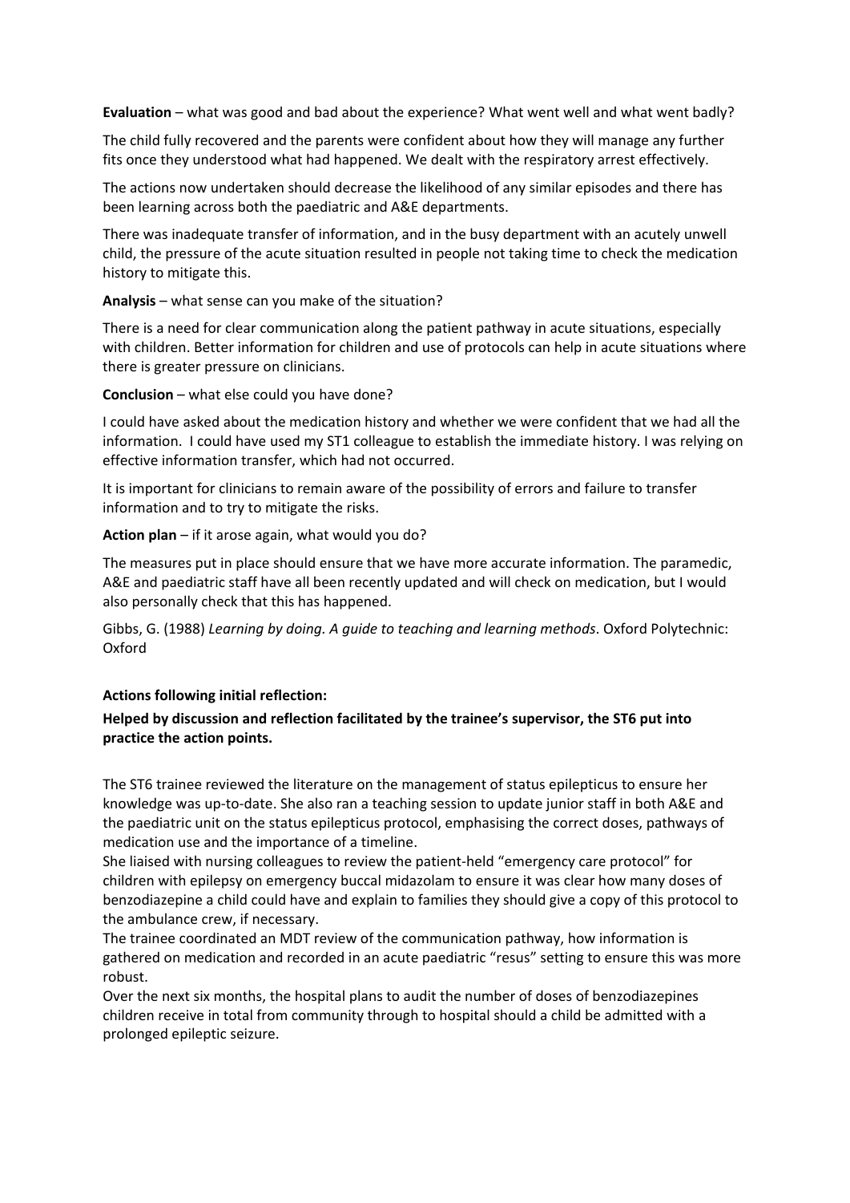**Evaluation** – what was good and bad about the experience? What went well and what went badly?

The child fully recovered and the parents were confident about how they will manage any further fits once they understood what had happened. We dealt with the respiratory arrest effectively.

The actions now undertaken should decrease the likelihood of any similar episodes and there has been learning across both the paediatric and A&E departments.

There was inadequate transfer of information, and in the busy department with an acutely unwell child, the pressure of the acute situation resulted in people not taking time to check the medication history to mitigate this.

**Analysis** – what sense can you make of the situation?

There is a need for clear communication along the patient pathway in acute situations, especially with children. Better information for children and use of protocols can help in acute situations where there is greater pressure on clinicians.

**Conclusion** – what else could you have done?

I could have asked about the medication history and whether we were confident that we had all the information. I could have used my ST1 colleague to establish the immediate history. I was relying on effective information transfer, which had not occurred.

It is important for clinicians to remain aware of the possibility of errors and failure to transfer information and to try to mitigate the risks.

**Action plan** – if it arose again, what would you do?

The measures put in place should ensure that we have more accurate information. The paramedic, A&E and paediatric staff have all been recently updated and will check on medication, but I would also personally check that this has happened.

Gibbs, G. (1988) *Learning by doing. A guide to teaching and learning methods*. Oxford Polytechnic: Oxford

**Actions following initial reflection:**

**Helped by discussion and reflection facilitated by the trainee's supervisor, the ST6 put into practice the action points.**

The ST6 trainee reviewed the literature on the management of status epilepticus to ensure her knowledge was up-to-date. She also ran a teaching session to update junior staff in both A&E and the paediatric unit on the status epilepticus protocol, emphasising the correct doses, pathways of medication use and the importance of a timeline.
She liaised with nursing colleagues to review the patient-held "emergency care protocol" for children with epilepsy on emergency buccal midazolam to ensure it was clear how many doses of benzodiazepine a child could have and explain to families they should give a copy of this protocol to the ambulance crew, if necessary.
The trainee coordinated an MDT review of the communication pathway, how information is gathered on medication and recorded in an acute paediatric "resus" setting to ensure this was more robust.
Over the next six months, the hospital plans to audit the number of doses of benzodiazepines children receive in total from community through to hospital should a child be admitted with a prolonged epileptic seizure.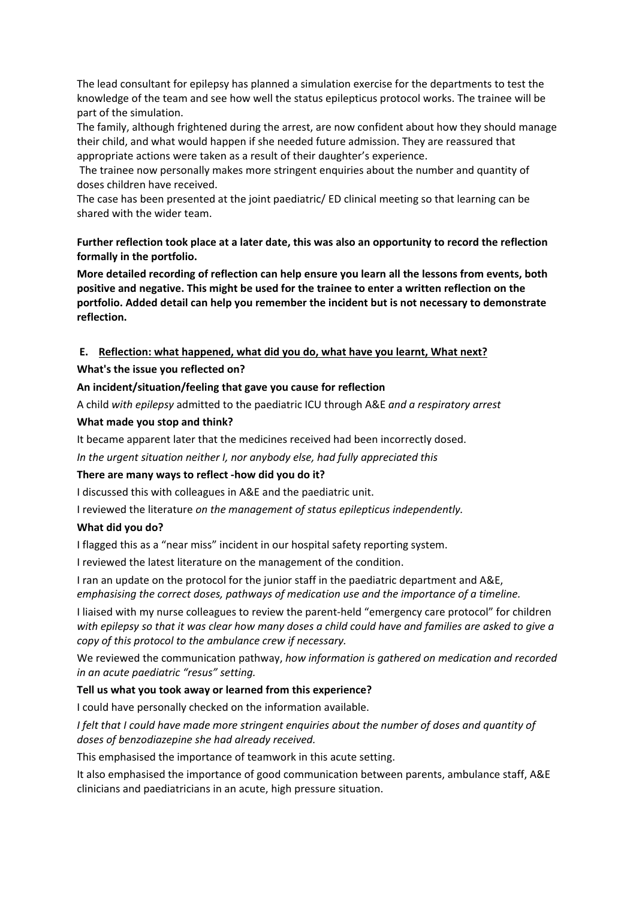The lead consultant for epilepsy has planned a simulation exercise for the departments to test the knowledge of the team and see how well the status epilepticus protocol works. The trainee will be part of the simulation.

The family, although frightened during the arrest, are now confident about how they should manage their child, and what would happen if she needed future admission. They are reassured that appropriate actions were taken as a result of their daughter's experience.

The trainee now personally makes more stringent enquiries about the number and quantity of doses children have received.

The case has been presented at the joint paediatric/ ED clinical meeting so that learning can be shared with the wider team.

**Further reflection took place at a later date, this was also an opportunity to record the reflection formally in the portfolio.**

**More detailed recording of reflection can help ensure you learn all the lessons from events, both positive and negative. This might be used for the trainee to enter a written reflection on the portfolio. Added detail can help you remember the incident but is not necessary to demonstrate reflection.**

## E. Reflection: what happened, what did you do, what have you learnt, What next?

**What's the issue you reflected on?**

**An incident/situation/feeling that gave you cause for reflection**

A child *with epilepsy* admitted to the paediatric ICU through A&E *and a respiratory arrest*

**What made you stop and think?**

It became apparent later that the medicines received had been incorrectly dosed.

*In the urgent situation neither I, nor anybody else, had fully appreciated this*

**There are many ways to reflect -how did you do it?**

I discussed this with colleagues in A&E and the paediatric unit.

I reviewed the literature *on the management of status epilepticus independently.*

**What did you do?**

I flagged this as a "near miss" incident in our hospital safety reporting system.

I reviewed the latest literature on the management of the condition.

I ran an update on the protocol for the junior staff in the paediatric department and A&E, *emphasising the correct doses, pathways of medication use and the importance of a timeline.*

I liaised with my nurse colleagues to review the parent-held "emergency care protocol" for children *with epilepsy so that it was clear how many doses a child could have and families are asked to give a copy of this protocol to the ambulance crew if necessary.*

We reviewed the communication pathway, *how information is gathered on medication and recorded in an acute paediatric "resus" setting.*

**Tell us what you took away or learned from this experience?**

I could have personally checked on the information available.

*I felt that I could have made more stringent enquiries about the number of doses and quantity of doses of benzodiazepine she had already received.*

This emphasised the importance of teamwork in this acute setting.

It also emphasised the importance of good communication between parents, ambulance staff, A&E clinicians and paediatricians in an acute, high pressure situation.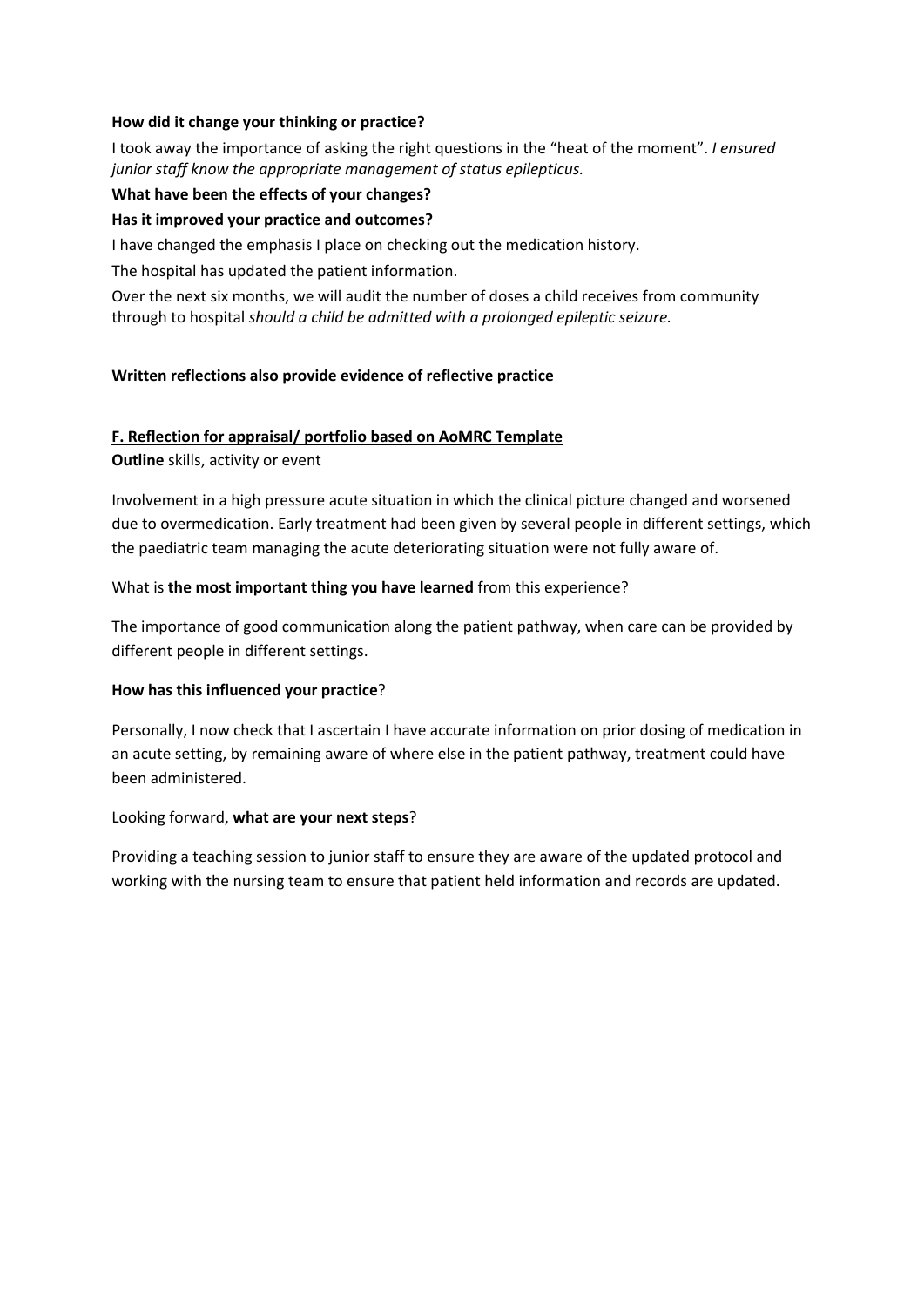**How did it change your thinking or practice?**

I took away the importance of asking the right questions in the "heat of the moment". *I ensured junior staff know the appropriate management of status epilepticus.*

**What have been the effects of your changes?**

**Has it improved your practice and outcomes?**

I have changed the emphasis I place on checking out the medication history.

The hospital has updated the patient information.

Over the next six months, we will audit the number of doses a child receives from community through to hospital *should a child be admitted with a prolonged epileptic seizure.*

**Written reflections also provide evidence of reflective practice**

**F. Reflection for appraisal/ portfolio based on AoMRC Template**

**Outline** skills, activity or event

Involvement in a high pressure acute situation in which the clinical picture changed and worsened due to overmedication. Early treatment had been given by several people in different settings, which the paediatric team managing the acute deteriorating situation were not fully aware of.

What is **the most important thing you have learned** from this experience?

The importance of good communication along the patient pathway, when care can be provided by different people in different settings.

**How has this influenced your practice**?

Personally, I now check that I ascertain I have accurate information on prior dosing of medication in an acute setting, by remaining aware of where else in the patient pathway, treatment could have been administered.

Looking forward, **what are your next steps**?

Providing a teaching session to junior staff to ensure they are aware of the updated protocol and working with the nursing team to ensure that patient held information and records are updated.